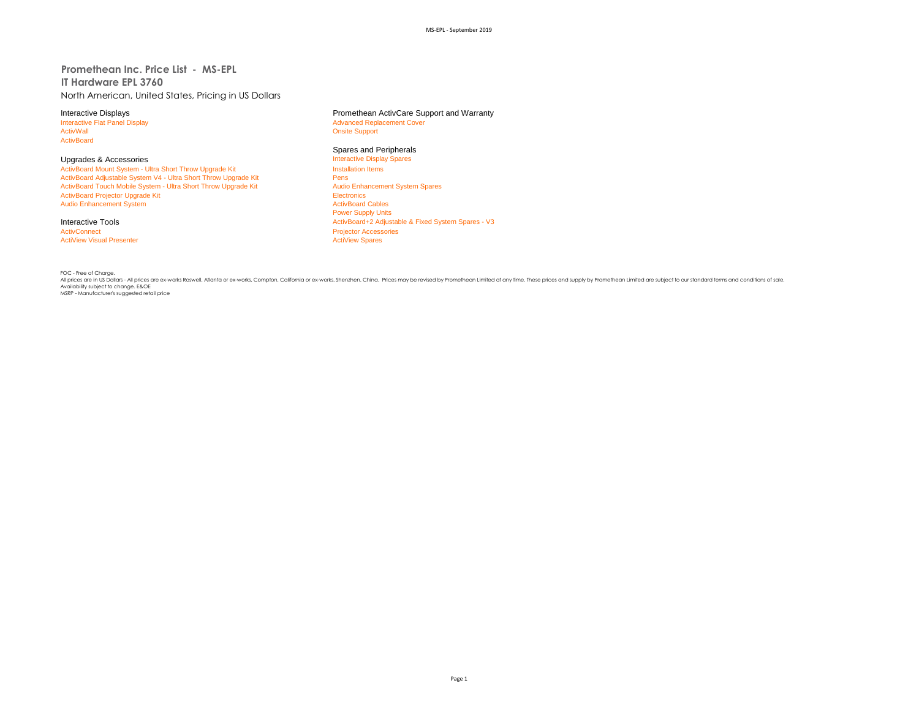# Promethean Inc. Price List - MS-EPL

## IT Hardware EPL 3760

North American, United States, Pricing in US Dollars

### Interactive Displays

- Interactive Flat Panel Display
- ActivWall
- ActivBoard

### Upgrades & Accessories

- ActivBoard Mount System - Ultra Short Throw Upgrade Kit
- ActivBoard Adjustable System V4 - Ultra Short Throw Upgrade Kit
- ActivBoard Touch Mobile System - Ultra Short Throw Upgrade Kit
- ActivBoard Projector Upgrade Kit
- Audio Enhancement System

### Interactive Tools

- ActivConnect
- ActiView Visual Presenter

### Promethean ActivCare Support and Warranty

- Advanced Replacement Cover
- Onsite Support

### Spares and Peripherals

- Interactive Display Spares
- Installation Items
- Pens
- Audio Enhancement System Spares
- Electronics
- ActivBoard Cables
- Power Supply Units
- ActivBoard+2 Adjustable & Fixed System Spares - V3
- Projector Accessories
- ActiView Spares

FOC - Free of Charge.
All prices are in US Dollars - All prices are ex-works Roswell, Atlanta or ex-works, Compton, California or ex-works, Shenzhen, China. Prices may be revised by Promethean Limited at any time. These prices and supply by Promethean Limited are subject to our standard terms and conditions of sale.
Availability subject to change. E&OE
MSRP - Manufacturer's suggested retail price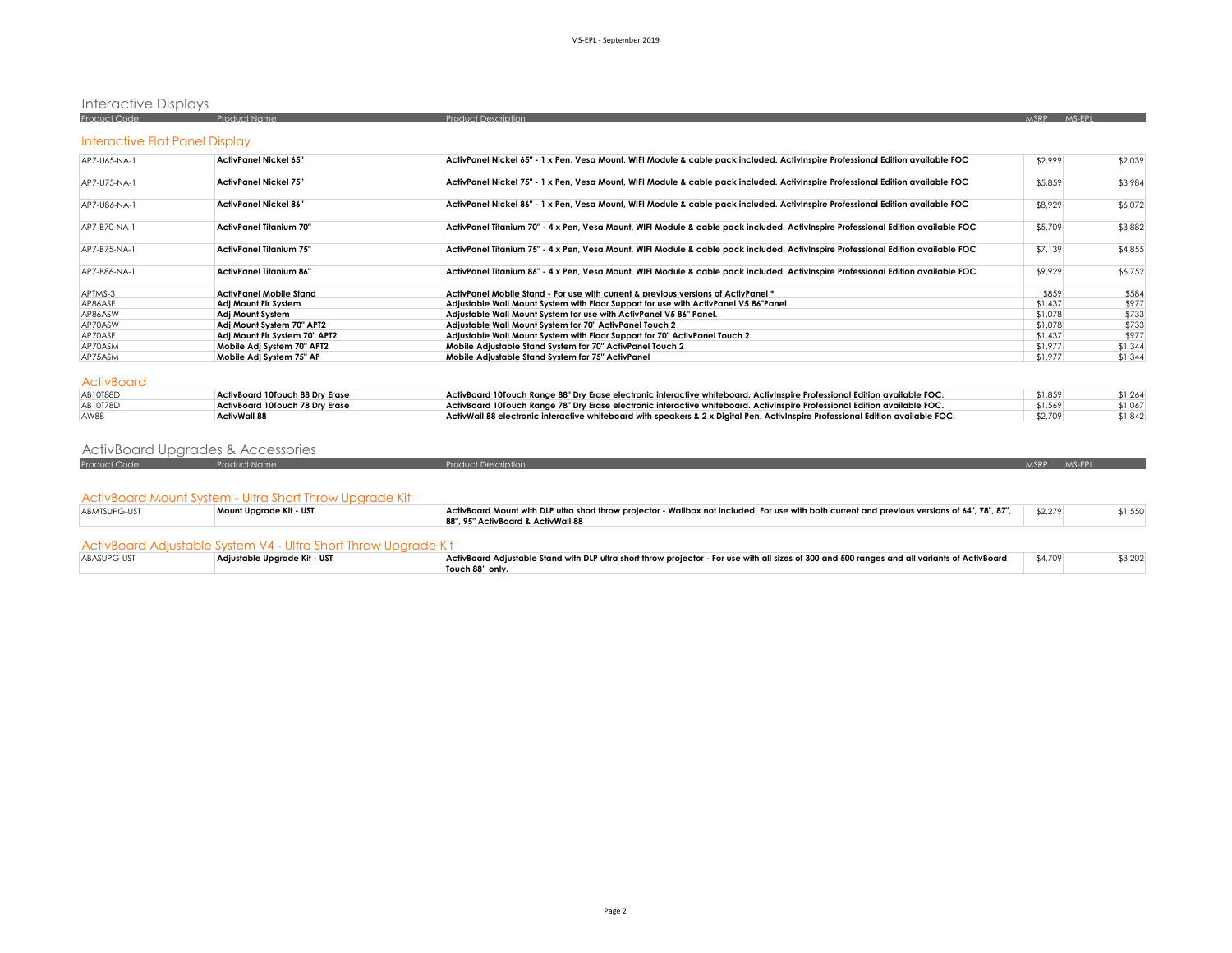# Interactive Displays

| Product Code | Product Name | Product Description | MSRP | MS-EPL |
|---|---|---|---|---|

## Interactive Flat Panel Display

| Product Code | Product Name | Product Description | MSRP | MS-EPL |
|---|---|---|---|---|
| AP7-U65-NA-1 | **ActivPanel Nickel 65"** | **ActivPanel Nickel 65" - 1 x Pen, Vesa Mount, WIFI Module & cable pack included. ActivInspire Professional Edition available FOC** | $2,999 | $2,039 |
| AP7-U75-NA-1 | **ActivPanel Nickel 75"** | **ActivPanel Nickel 75" - 1 x Pen, Vesa Mount, WIFI Module & cable pack included. ActivInspire Professional Edition available FOC** | $5,859 | $3,984 |
| AP7-U86-NA-1 | **ActivPanel Nickel 86"** | **ActivPanel Nickel 86" - 1 x Pen, Vesa Mount, WIFI Module & cable pack included. ActivInspire Professional Edition available FOC** | $8,929 | $6,072 |
| AP7-B70-NA-1 | **ActivPanel Titanium 70"** | **ActivPanel Titanium 70" - 4 x Pen, Vesa Mount, WIFI Module & cable pack included. ActivInspire Professional Edition available FOC** | $5,709 | $3,882 |
| AP7-B75-NA-1 | **ActivPanel Titanium 75"** | **ActivPanel Titanium 75" - 4 x Pen, Vesa Mount, WIFI Module & cable pack included. ActivInspire Professional Edition available FOC** | $7,139 | $4,855 |
| AP7-B86-NA-1 | **ActivPanel Titanium 86"** | **ActivPanel Titanium 86" - 4 x Pen, Vesa Mount, WIFI Module & cable pack included. ActivInspire Professional Edition available FOC** | $9,929 | $6,752 |
| APTMS-3 | **ActivPanel Mobile Stand** | **ActivPanel Mobile Stand - For use with current & previous versions of ActivPanel *** | $859 | $584 |
| AP86ASF | **Adj Mount Flr System** | **Adjustable Wall Mount System with Floor Support for use with ActivPanel V5 86"Panel** | $1,437 | $977 |
| AP86ASW | **Adj Mount System** | **Adjustable Wall Mount System for use with ActivPanel V5 86" Panel.** | $1,078 | $733 |
| AP70ASW | **Adj Mount System 70" APT2** | **Adjustable Wall Mount System for 70" ActivPanel Touch 2** | $1,078 | $733 |
| AP70ASF | **Adj Mount Flr System 70" APT2** | **Adjustable Wall Mount System with Floor Support for 70" ActivPanel Touch 2** | $1,437 | $977 |
| AP70ASM | **Mobile Adj System 70" APT2** | **Mobile Adjustable Stand System for 70" ActivPanel Touch 2** | $1,977 | $1,344 |
| AP75ASM | **Mobile Adj System 75" AP** | **Mobile Adjustable Stand System for 75" ActivPanel** | $1,977 | $1,344 |

## ActivBoard

| Product Code | Product Name | Product Description | MSRP | MS-EPL |
|---|---|---|---|---|
| AB10T88D | **ActivBoard 10Touch 88 Dry Erase** | **ActivBoard 10Touch Range 88" Dry Erase electronic interactive whiteboard. ActivInspire Professional Edition available FOC.** | $1,859 | $1,264 |
| AB10T78D | **ActivBoard 10Touch 78 Dry Erase** | **ActivBoard 10Touch Range 78" Dry Erase electronic interactive whiteboard. ActivInspire Professional Edition available FOC.** | $1,569 | $1,067 |
| AW88 | **ActivWall 88** | **ActivWall 88 electronic interactive whiteboard with speakers & 2 x Digital Pen. ActivInspire Professional Edition available FOC.** | $2,709 | $1,842 |

# ActivBoard Upgrades & Accessories

| Product Code | Product Name | Product Description | MSRP | MS-EPL |
|---|---|---|---|---|

## ActivBoard Mount System - Ultra Short Throw Upgrade Kit

| Product Code | Product Name | Product Description | MSRP | MS-EPL |
|---|---|---|---|---|
| ABMTSUPG-UST | **Mount Upgrade Kit - UST** | **ActivBoard Mount with DLP ultra short throw projector - Wallbox not included. For use with both current and previous versions of 64", 78", 87", 88", 95" ActivBoard & ActivWall 88** | $2,279 | $1,550 |

## ActivBoard Adjustable System V4 - Ultra Short Throw Upgrade Kit

| Product Code | Product Name | Product Description | MSRP | MS-EPL |
|---|---|---|---|---|
| ABASUPG-UST | **Adjustable Upgrade Kit - UST** | **ActivBoard Adjustable Stand with DLP ultra short throw projector - For use with all sizes of 300 and 500 ranges and all variants of ActivBoard Touch 88" only.** | $4,709 | $3,202 |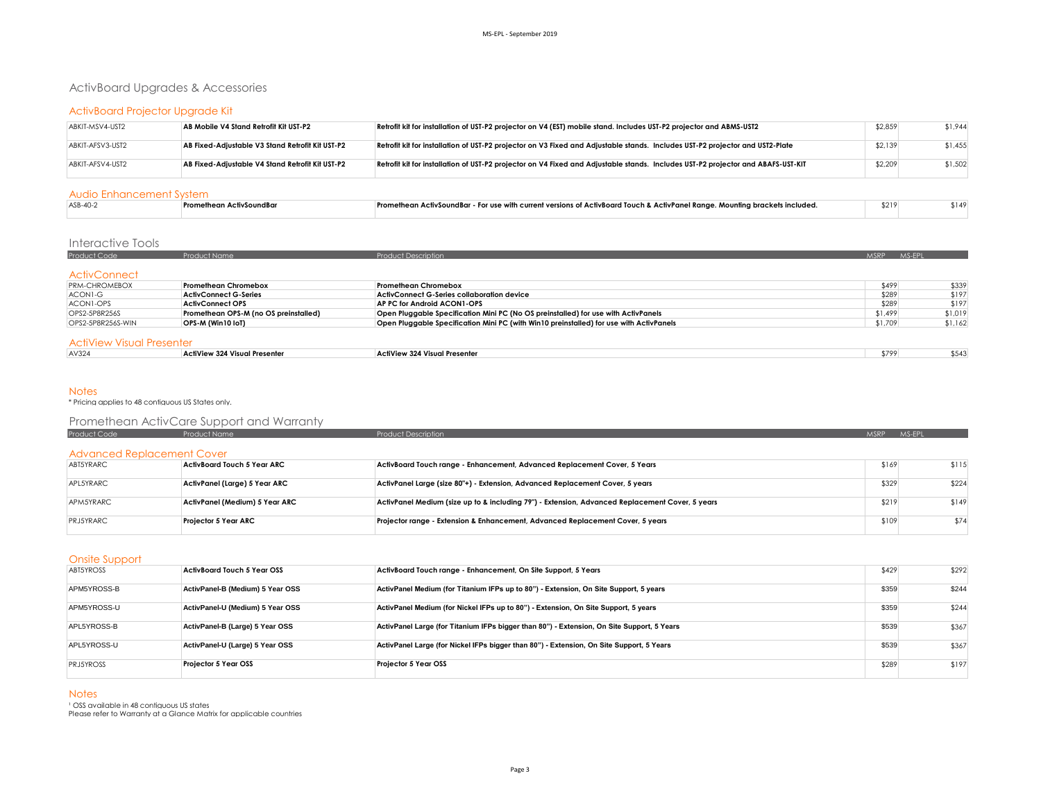# ActivBoard Upgrades & Accessories

## ActivBoard Projector Upgrade Kit

| | | | | |
|---|---|---|---|---|
| ABKIT-MSV4-UST2 | **AB Mobile V4 Stand Retrofit Kit UST-P2** | **Retrofit kit for installation of UST-P2 projector on V4 (EST) mobile stand. Includes UST-P2 projector and ABMS-UST2** | $2,859 | $1,944 |
| ABKIT-AFSV3-UST2 | **AB Fixed-Adjustable V3 Stand Retrofit Kit UST-P2** | **Retrofit kit for installation of UST-P2 projector on V3 Fixed and Adjustable stands. Includes UST-P2 projector and UST2-Plate** | $2,139 | $1,455 |
| ABKIT-AFSV4-UST2 | **AB Fixed-Adjustable V4 Stand Retrofit Kit UST-P2** | **Retrofit kit for installation of UST-P2 projector on V4 Fixed and Adjustable stands. Includes UST-P2 projector and ABAFS-UST-KIT** | $2,209 | $1,502 |

## Audio Enhancement System

| | | | | |
|---|---|---|---|---|
| ASB-40-2 | **Promethean ActivSoundBar** | **Promethean ActivSoundBar - For use with current versions of ActivBoard Touch & ActivPanel Range. Mounting brackets included.** | $219 | $149 |

# Interactive Tools

| Product Code | Product Name | Product Description | MSRP | MS-EPL |
|---|---|---|---|---|

## ActivConnect

| Product Code | Product Name | Product Description | MSRP | MS-EPL |
|---|---|---|---|---|
| PRM-CHROMEBOX | **Promethean Chromebox** | **Promethean Chromebox** | $499 | $339 |
| ACON1-G | **ActivConnect G-Series** | **ActivConnect G-Series collaboration device** | $289 | $197 |
| ACON1-OPS | **ActivConnect OPS** | **AP PC for Android ACON1-OPS** | $289 | $197 |
| OPS2-5P8R256S | **Promethean OPS-M (no OS preinstalled)** | **Open Pluggable Specification Mini PC (No OS preinstalled) for use with ActivPanels** | $1,499 | $1,019 |
| OPS2-5P8R256S-WIN | **OPS-M (Win10 IoT)** | **Open Pluggable Specification Mini PC (with Win10 preinstalled) for use with ActivPanels** | $1,709 | $1,162 |

## ActiView Visual Presenter

| Product Code | Product Name | Product Description | MSRP | MS-EPL |
|---|---|---|---|---|
| AV324 | **ActiView 324 Visual Presenter** | **ActiView 324 Visual Presenter** | $799 | $543 |

## Notes

* Pricing applies to 48 contiguous US States only.

# Promethean ActivCare Support and Warranty

## Advanced Replacement Cover

| Product Code | Product Name | Product Description | MSRP | MS-EPL |
|---|---|---|---|---|
| ABT5YRARC | **ActivBoard Touch 5 Year ARC** | **ActivBoard Touch range - Enhancement, Advanced Replacement Cover, 5 Years** | $169 | $115 |
| APL5YRARC | **ActivPanel (Large) 5 Year ARC** | **ActivPanel Large (size 80"+) - Extension, Advanced Replacement Cover, 5 years** | $329 | $224 |
| APM5YRARC | **ActivPanel (Medium) 5 Year ARC** | **ActivPanel Medium (size up to & including 79") - Extension, Advanced Replacement Cover, 5 years** | $219 | $149 |
| PRJ5YRARC | **Projector 5 Year ARC** | **Projector range - Extension & Enhancement, Advanced Replacement Cover, 5 years** | $109 | $74 |

## Onsite Support

| Product Code | Product Name | Product Description | MSRP | MS-EPL |
|---|---|---|---|---|
| ABT5YROSS | **ActivBoard Touch 5 Year OSS** | **ActivBoard Touch range - Enhancement, On Site Support, 5 Years** | $429 | $292 |
| APM5YROSS-B | **ActivPanel-B (Medium) 5 Year OSS** | **ActivPanel Medium (for Titanium IFPs up to 80") - Extension, On Site Support, 5 years** | $359 | $244 |
| APM5YROSS-U | **ActivPanel-U (Medium) 5 Year OSS** | **ActivPanel Medium (for Nickel IFPs up to 80") - Extension, On Site Support, 5 years** | $359 | $244 |
| APL5YROSS-B | **ActivPanel-B (Large) 5 Year OSS** | **ActivPanel Large (for Titanium IFPs bigger than 80") - Extension, On Site Support, 5 Years** | $539 | $367 |
| APL5YROSS-U | **ActivPanel-U (Large) 5 Year OSS** | **ActivPanel Large (for Nickel IFPs bigger than 80") - Extension, On Site Support, 5 Years** | $539 | $367 |
| PRJ5YROSS | **Projector 5 Year OSS** | **Projector 5 Year OSS** | $289 | $197 |

## Notes

[1] OSS available in 48 contiguous US states
Please refer to Warranty at a Glance Matrix for applicable countries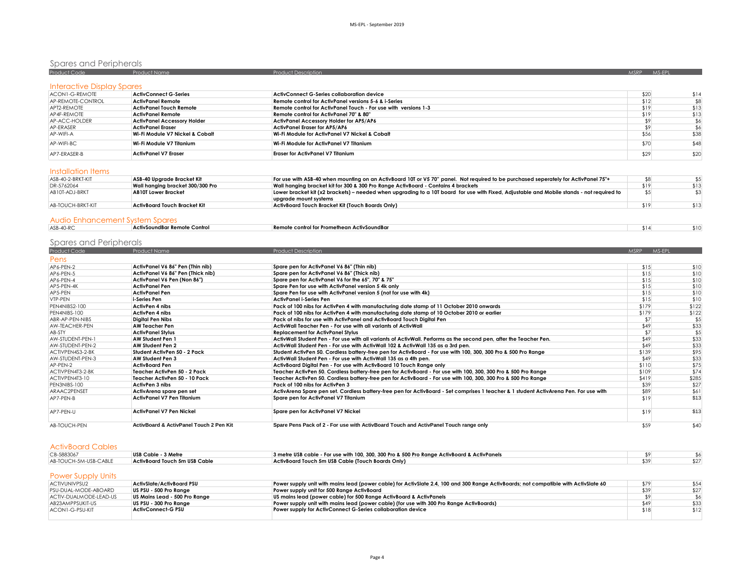## Spares and Peripherals

| Product Code | Product Name | Product Description | MSRP | MS-EPL |
|---|---|---|---|---|
| **Interactive Display Spares** | | | | |
| ACON1-G-REMOTE | **ActivConnect G-Series** | **ActivConnect G-Series collaboration device** | $20 | $14 |
| AP-REMOTE-CONTROL | **ActivPanel Remote** | **Remote control for ActivPanel versions 5-6 & i-Series** | $12 | $8 |
| APT2-REMOTE | **ActivPanel Touch Remote** | **Remote control for ActivPanel Touch - For use with versions 1-3** | $19 | $13 |
| AP4F-REMOTE | **ActivPanel Remote** | **Remote control for ActivPanel 70" & 80"** | $19 | $13 |
| AP-ACC-HOLDER | **ActivPanel Accessory Holder** | **ActivPanel Accessory Holder for AP5/AP6** | $9 | $6 |
| AP-ERASER | **ActivPanel Eraser** | **ActivPanel Eraser for AP5/AP6** | $9 | $6 |
| AP-WIFI-A | **Wi-Fi Module V7 Nickel & Cobalt** | **Wi-Fi Module for ActivPanel V7 Nickel & Cobalt** | $56 | $38 |
| AP-WIFI-BC | **Wi-Fi Module V7 Titanium** | **Wi-Fi Module for ActivPanel V7 Titanium** | $70 | $48 |
| AP7-ERASER-B | **ActivPanel V7 Eraser** | **Eraser for ActivPanel V7 Titanium** | $29 | $20 |
| **Installation Items** | | | | |
| ASB-40-2-BRKT-KIT | **ASB-40 Upgrade Bracket Kit** | **For use with ASB-40 when mounting on an ActivBoard 10T or V5 70" panel. Not required to be purchased seperately for ActivPanel 75"+** | $8 | $5 |
| DR-5762064 | **Wall hanging bracket 300/300 Pro** | **Wall hanging bracket kit for 300 & 300 Pro Range ActivBoard - Contains 4 brackets** | $19 | $13 |
| AB10T-ADJ-BRKT | **AB10T Lower Bracket** | **Lower bracket kit (x2 brackets) – needed when upgrading to a 10T board for use with Fixed, Adjustable and Mobile stands - not required to upgrade mount systems** | $5 | $3 |
| AB-TOUCH-BRKT-KIT | **ActivBoard Touch Bracket Kit** | **ActivBoard Touch Bracket Kit (Touch Boards Only)** | $19 | $13 |
| **Audio Enhancement System Spares** | | | | |
| ASB-40-RC | **ActivSoundBar Remote Control** | **Remote control for Promethean ActivSoundBar** | $14 | $10 |

## Spares and Peripherals

| Product Code | Product Name | Product Description | MSRP | MS-EPL |
|---|---|---|---|---|
| **Pens** | | | | |
| AP6-PEN-2 | **ActivPanel V6 86" Pen (Thin nib)** | **Spare pen for ActivPanel V6 86" (Thin nib)** | $15 | $10 |
| AP6-PEN-5 | **ActivPanel V6 86" Pen (Thick nib)** | **Spare pen for ActivPanel V6 86" (Thick nib)** | $15 | $10 |
| AP6-PEN-4 | **ActivPanel V6 Pen (Non 86")** | **Spare pen for ActivPanel V6 for the 65", 70" & 75"** | $15 | $10 |
| AP5-PEN-4K | **ActivPanel Pen** | **Spare Pen for use with ActivPanel version 5 4k only** | $15 | $10 |
| AP5-PEN | **ActivPanel Pen** | **Spare Pen for use with ActivPanel version 5 (not for use with 4k)** | $15 | $10 |
| VTP-PEN | **i-Series Pen** | **ActivPanel i-Series Pen** | $15 | $10 |
| PEN4NIBS2-100 | **ActivPen 4 nibs** | **Pack of 100 nibs for ActivPen 4 with manufacturing date stamp of 11 October 2010 onwards** | $179 | $122 |
| PEN4NIBS-100 | **ActivPen 4 nibs** | **Pack of 100 nibs for ActivPen 4 with manufacturing date stamp of 10 October 2010 or earlier** | $179 | $122 |
| ABR-AP-PEN-NIBS | **Digital Pen Nibs** | **Pack of nibs for use with ActivPanel and ActivBoard Touch Digital Pen** | $7 | $5 |
| AW-TEACHER-PEN | **AW Teacher Pen** | **ActivWall Teacher Pen - For use with all variants of ActivWall** | $49 | $33 |
| AB-STY | **ActivPanel Stylus** | **Replacement for ActivPanel Stylus** | $7 | $5 |
| AW-STUDENT-PEN-1 | **AW Student Pen 1** | **ActivWall Student Pen - For use with all variants of ActivWall. Performs as the second pen, after the Teacher Pen.** | $49 | $33 |
| AW-STUDENT-PEN-2 | **AW Student Pen 2** | **ActivWall Student Pen - For use with ActivWall 102 & ActivWall 135 as a 3rd pen.** | $49 | $33 |
| ACTIVPEN4S3-2-BK | **Student ActivPen 50 - 2 Pack** | **Student ActivPen 50. Cordless battery-free pen for ActivBoard - For use with 100, 300, 300 Pro & 500 Pro Range** | $139 | $95 |
| AW-STUDENT-PEN-3 | **AW Student Pen 3** | **ActivWall Student Pen - For use with ActivWall 135 as a 4th pen.** | $49 | $33 |
| AP-PEN-2 | **ActivBoard Pen** | **ActivBoard Digital Pen - For use with ActivBoard 10 Touch Range only** | $110 | $75 |
| ACTIVPEN4T3-2-BK | **Teacher ActivPen 50 - 2 Pack** | **Teacher ActivPen 50. Cordless battery-free pen for ActivBoard - For use with 100, 300, 300 Pro & 500 Pro Range** | $109 | $74 |
| ACTIVPEN4T3-10 | **Teacher ActivPen 50 - 10 Pack** | **Teacher ActivPen 50. Cordless battery-free pen for ActivBoard - For use with 100, 300, 300 Pro & 500 Pro Range** | $419 | $285 |
| PEN3NIBS-100 | **ActivPen 3 nibs** | **Pack of 100 nibs for ActivPen 3** | $39 | $27 |
| ARAAC2PENSET | **ActivArena spare pen set** | **ActivArena Spare pen set. Cordless battery-free pen for ActivBoard - Set comprises 1 teacher & 1 student ActivArena Pen. For use with** | $89 | $61 |
| AP7-PEN-B | **ActivPanel V7 Pen Titanium** | **Spare pen for ActivPanel V7 Titanium** | $19 | $13 |
| AP7-PEN-U | **ActivPanel V7 Pen Nickel** | **Spare pen for ActivPanel V7 Nickel** | $19 | $13 |
| AB-TOUCH-PEN | **ActivBoard & ActivPanel Touch 2 Pen Kit** | **Spare Pens Pack of 2 - For use with ActivBoard Touch and ActivPanel Touch range only** | $59 | $40 |
| **ActivBoard Cables** | | | | |
| CB-5883067 | **USB Cable - 3 Metre** | **3 metre USB cable - For use with 100, 300, 300 Pro & 500 Pro Range ActivBoard & ActivPanels** | $9 | $6 |
| AB-TOUCH-5M-USB-CABLE | **ActivBoard Touch 5m USB Cable** | **ActivBoard Touch 5m USB Cable (Touch Boards Only)** | $39 | $27 |
| **Power Supply Units** | | | | |
| ACTIVUNIVPSU2 | **ActivSlate/ActivBoard PSU** | **Power supply unit with mains lead (power cable) for ActivSlate 2.4, 100 and 300 Range ActivBoards; not compatible with ActivSlate 60** | $79 | $54 |
| PSU-DUAL-MODE-ABOARD | **US PSU - 500 Pro Range** | **Power supply unit for 500 Range ActivBoard** | $39 | $27 |
| ACTIV-DUALMODE-LEAD-US | **US Mains Lead - 500 Pro Range** | **US mains lead (power cable) for 500 Range ActivBoard & ActivPanels** | $9 | $6 |
| AB23AMPPSUKIT-US | **US PSU - 300 Pro Range** | **Power supply unit with mains lead (power cable) (for use with 300 Pro Range ActivBoards)** | $49 | $33 |
| ACON1-G-PSU-KIT | **ActivConnect-G PSU** | **Power supply for ActivConnect G-Series collaboration device** | $18 | $12 |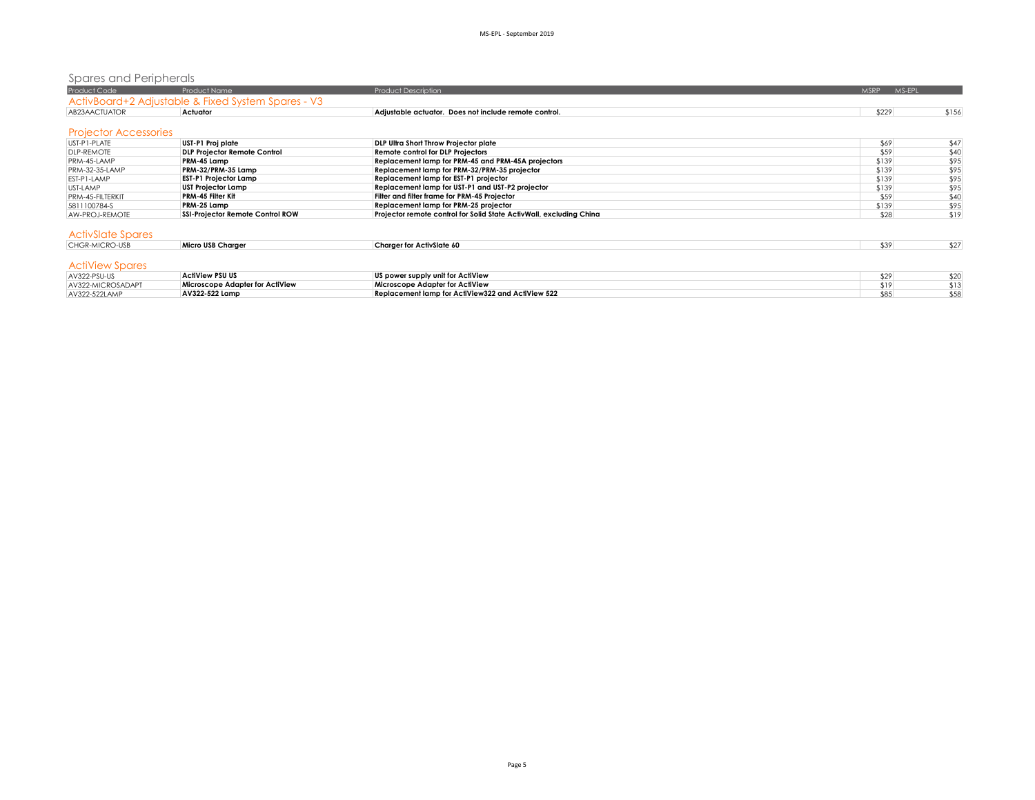# Spares and Peripherals

| Product Code | Product Name | Product Description | MSRP | MS-EPL |
|---|---|---|---|---|
| **ActivBoard+2 Adjustable & Fixed System Spares - V3** | | | | |
| AB23AACTUATOR | **Actuator** | **Adjustable actuator. Does not include remote control.** | $229 | $156 |
| **Projector Accessories** | | | | |
| UST-P1-PLATE | **UST-P1 Proj plate** | **DLP Ultra Short Throw Projector plate** | $69 | $47 |
| DLP-REMOTE | **DLP Projector Remote Control** | **Remote control for DLP Projectors** | $59 | $40 |
| PRM-45-LAMP | **PRM-45 Lamp** | **Replacement lamp for PRM-45 and PRM-45A projectors** | $139 | $95 |
| PRM-32-35-LAMP | **PRM-32/PRM-35 Lamp** | **Replacement lamp for PRM-32/PRM-35 projector** | $139 | $95 |
| EST-P1-LAMP | **EST-P1 Projector Lamp** | **Replacement lamp for EST-P1 projector** | $139 | $95 |
| UST-LAMP | **UST Projector Lamp** | **Replacement lamp for UST-P1 and UST-P2 projector** | $139 | $95 |
| PRM-45-FILTERKIT | **PRM-45 Filter Kit** | **Filter and filter frame for PRM-45 Projector** | $59 | $40 |
| 5811100784-S | **PRM-25 Lamp** | **Replacement lamp for PRM-25 projector** | $139 | $95 |
| AW-PROJ-REMOTE | **SSI-Projector Remote Control ROW** | **Projector remote control for Solid State ActivWall, excluding China** | $28 | $19 |
| **ActivSlate Spares** | | | | |
| CHGR-MICRO-USB | **Micro USB Charger** | **Charger for ActivSlate 60** | $39 | $27 |
| **ActiView Spares** | | | | |
| AV322-PSU-US | **ActiView PSU US** | **US power supply unit for ActiView** | $29 | $20 |
| AV322-MICROSADAPT | **Microscope Adapter for ActiView** | **Microscope Adapter for ActiView** | $19 | $13 |
| AV322-522LAMP | **AV322-522 Lamp** | **Replacement lamp for ActiView322 and ActiView 522** | $85 | $58 |